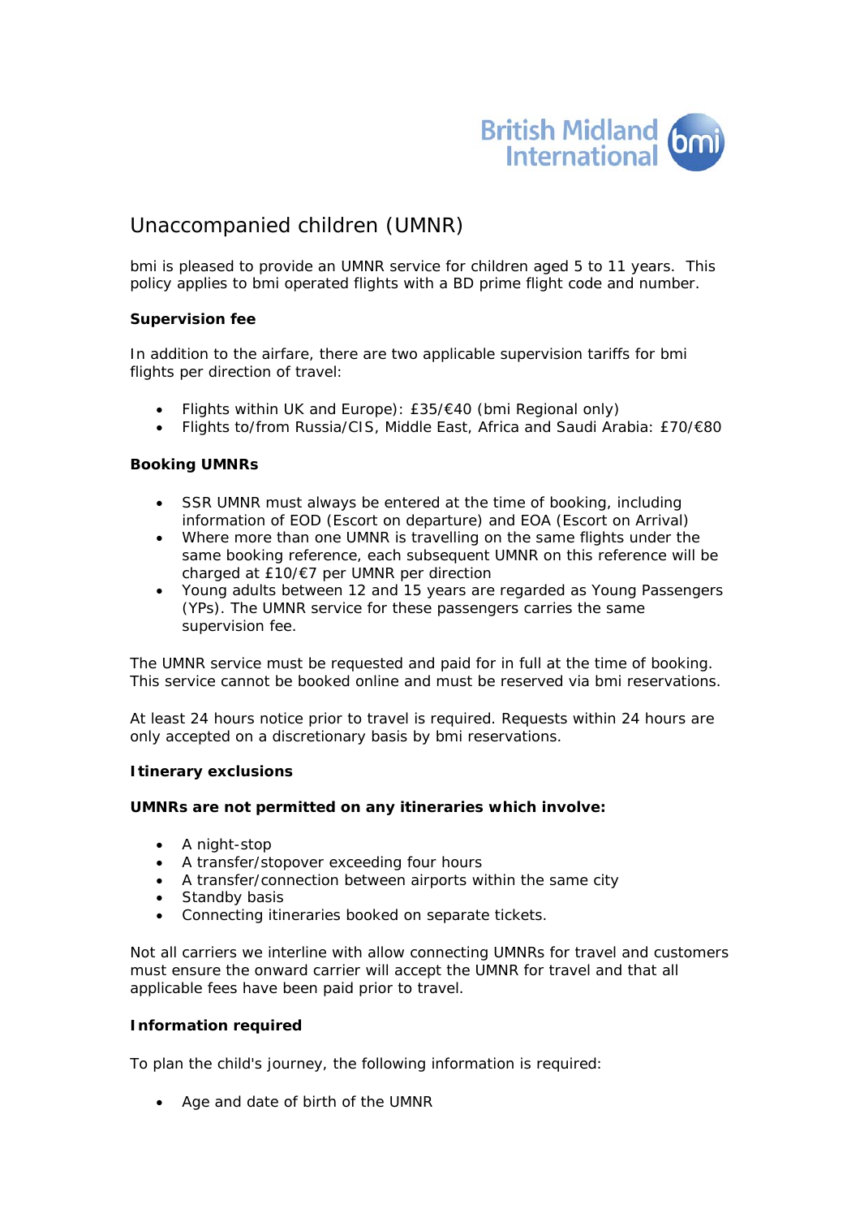British Midland International bmi

# Unaccompanied children (UMNR)

bmi is pleased to provide an UMNR service for children aged 5 to 11 years. This policy applies to bmi operated flights with a BD prime flight code and number.

**Supervision fee**

In addition to the airfare, there are two applicable supervision tariffs for bmi flights per direction of travel:

- Flights within UK and Europe): £35/€40 (bmi Regional only)
- Flights to/from Russia/CIS, Middle East, Africa and Saudi Arabia: £70/€80

**Booking UMNRs**

- SSR UMNR must always be entered at the time of booking, including information of EOD (Escort on departure) and EOA (Escort on Arrival)
- Where more than one UMNR is travelling on the same flights under the same booking reference, each subsequent UMNR on this reference will be charged at £10/€7 per UMNR per direction
- Young adults between 12 and 15 years are regarded as Young Passengers (YPs). The UMNR service for these passengers carries the same supervision fee.

The UMNR service must be requested and paid for in full at the time of booking. This service cannot be booked online and must be reserved via bmi reservations.

At least 24 hours notice prior to travel is required. Requests within 24 hours are only accepted on a discretionary basis by bmi reservations.

**Itinerary exclusions**

**UMNRs are not permitted on any itineraries which involve:**

- A night-stop
- A transfer/stopover exceeding four hours
- A transfer/connection between airports within the same city
- Standby basis
- Connecting itineraries booked on separate tickets.

Not all carriers we interline with allow connecting UMNRs for travel and customers must ensure the onward carrier will accept the UMNR for travel and that all applicable fees have been paid prior to travel.

**Information required**

To plan the child's journey, the following information is required:

- Age and date of birth of the UMNR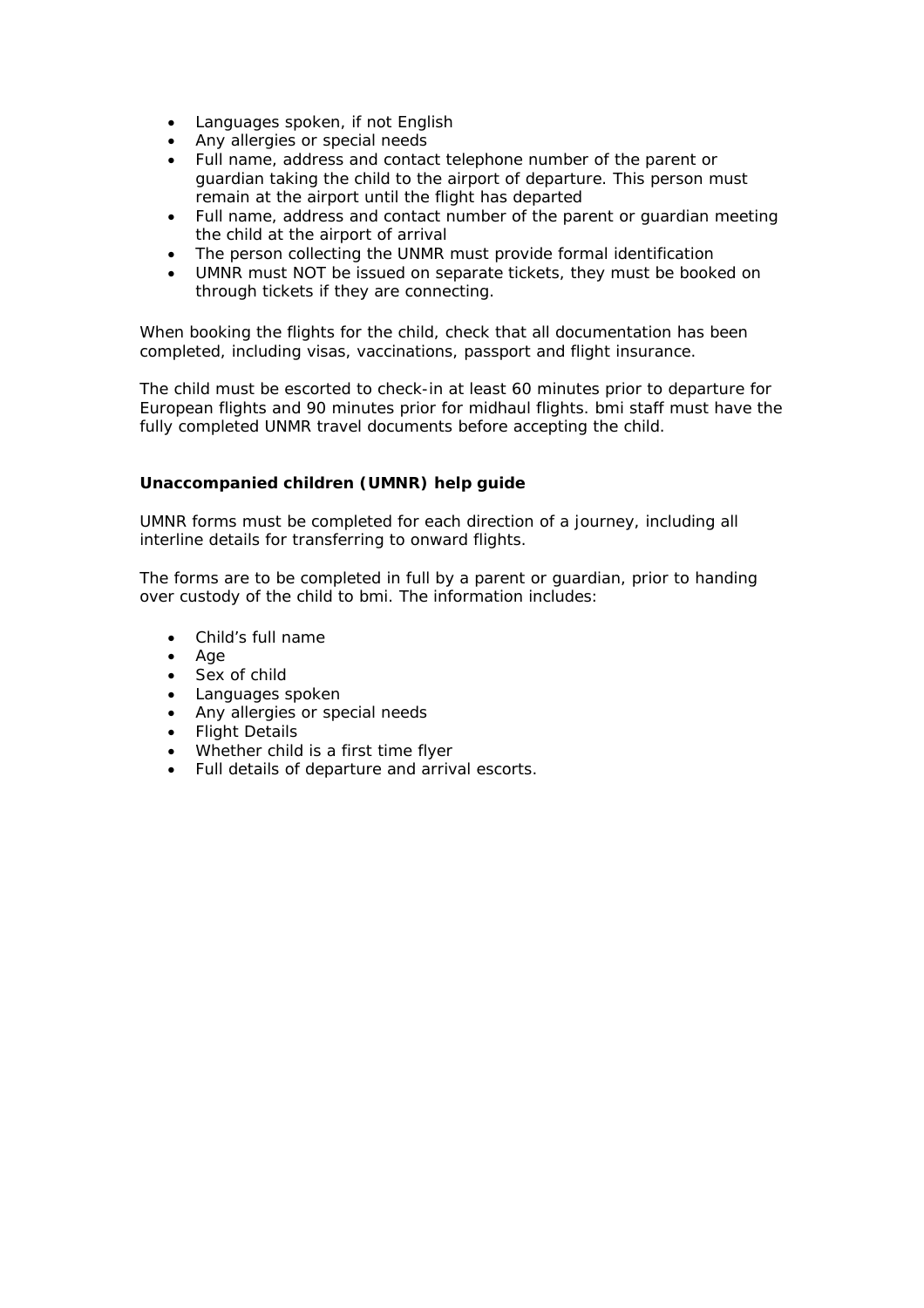- Languages spoken, if not English
- Any allergies or special needs
- Full name, address and contact telephone number of the parent or guardian taking the child to the airport of departure. This person must remain at the airport until the flight has departed
- Full name, address and contact number of the parent or guardian meeting the child at the airport of arrival
- The person collecting the UNMR must provide formal identification
- UMNR must NOT be issued on separate tickets, they must be booked on through tickets if they are connecting.

When booking the flights for the child, check that all documentation has been completed, including visas, vaccinations, passport and flight insurance.

The child must be escorted to check-in at least 60 minutes prior to departure for European flights and 90 minutes prior for midhaul flights. bmi staff must have the fully completed UNMR travel documents before accepting the child.

**Unaccompanied children (UMNR) help guide**

UMNR forms must be completed for each direction of a journey, including all interline details for transferring to onward flights.

The forms are to be completed in full by a parent or guardian, prior to handing over custody of the child to bmi. The information includes:

- Child's full name
- Age
- Sex of child
- Languages spoken
- Any allergies or special needs
- Flight Details
- Whether child is a first time flyer
- Full details of departure and arrival escorts.